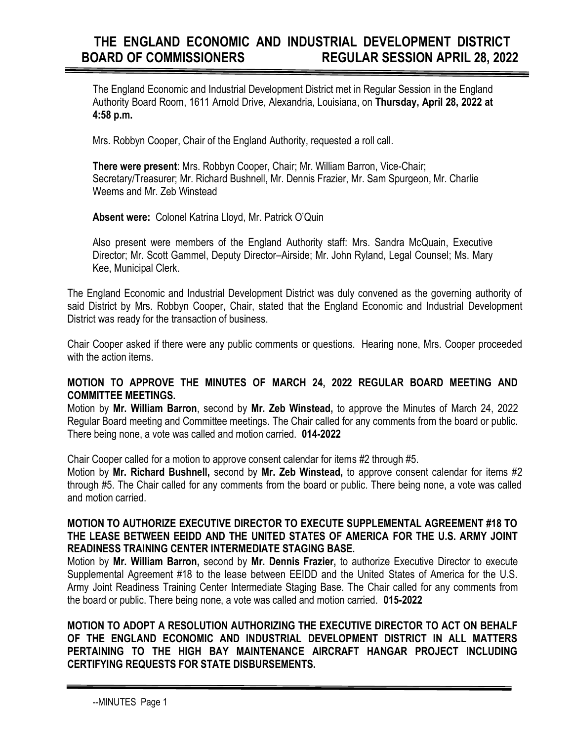# THE ENGLAND ECONOMIC AND INDUSTRIAL DEVELOPMENT DISTRICT BOARD OF COMMISSIONERS REGULAR SESSION APRIL 28, 2022

The England Economic and Industrial Development District met in Regular Session in the England Authority Board Room, 1611 Arnold Drive, Alexandria, Louisiana, on **Thursday, April 28, 2022 at 4:58 p.m.**

Mrs. Robbyn Cooper, Chair of the England Authority, requested a roll call.

**There were present**: Mrs. Robbyn Cooper, Chair; Mr. William Barron, Vice-Chair; Secretary/Treasurer; Mr. Richard Bushnell, Mr. Dennis Frazier, Mr. Sam Spurgeon, Mr. Charlie Weems and Mr. Zeb Winstead

**Absent were:** Colonel Katrina Lloyd, Mr. Patrick O'Quin

Also present were members of the England Authority staff: Mrs. Sandra McQuain, Executive Director; Mr. Scott Gammel, Deputy Director–Airside; Mr. John Ryland, Legal Counsel; Ms. Mary Kee, Municipal Clerk.

The England Economic and Industrial Development District was duly convened as the governing authority of said District by Mrs. Robbyn Cooper, Chair, stated that the England Economic and Industrial Development District was ready for the transaction of business.

Chair Cooper asked if there were any public comments or questions. Hearing none, Mrs. Cooper proceeded with the action items.

**MOTION TO APPROVE THE MINUTES OF MARCH 24, 2022 REGULAR BOARD MEETING AND COMMITTEE MEETINGS.**

Motion by **Mr. William Barron**, second by **Mr. Zeb Winstead,** to approve the Minutes of March 24, 2022 Regular Board meeting and Committee meetings. The Chair called for any comments from the board or public. There being none, a vote was called and motion carried. **014-2022**

Chair Cooper called for a motion to approve consent calendar for items #2 through #5.

Motion by **Mr. Richard Bushnell,** second by **Mr. Zeb Winstead,** to approve consent calendar for items #2 through #5. The Chair called for any comments from the board or public. There being none, a vote was called and motion carried.

**MOTION TO AUTHORIZE EXECUTIVE DIRECTOR TO EXECUTE SUPPLEMENTAL AGREEMENT #18 TO THE LEASE BETWEEN EEIDD AND THE UNITED STATES OF AMERICA FOR THE U.S. ARMY JOINT READINESS TRAINING CENTER INTERMEDIATE STAGING BASE.**

Motion by **Mr. William Barron,** second by **Mr. Dennis Frazier,** to authorize Executive Director to execute Supplemental Agreement #18 to the lease between EEIDD and the United States of America for the U.S. Army Joint Readiness Training Center Intermediate Staging Base. The Chair called for any comments from the board or public. There being none, a vote was called and motion carried. **015-2022**

**MOTION TO ADOPT A RESOLUTION AUTHORIZING THE EXECUTIVE DIRECTOR TO ACT ON BEHALF OF THE ENGLAND ECONOMIC AND INDUSTRIAL DEVELOPMENT DISTRICT IN ALL MATTERS PERTAINING TO THE HIGH BAY MAINTENANCE AIRCRAFT HANGAR PROJECT INCLUDING CERTIFYING REQUESTS FOR STATE DISBURSEMENTS.**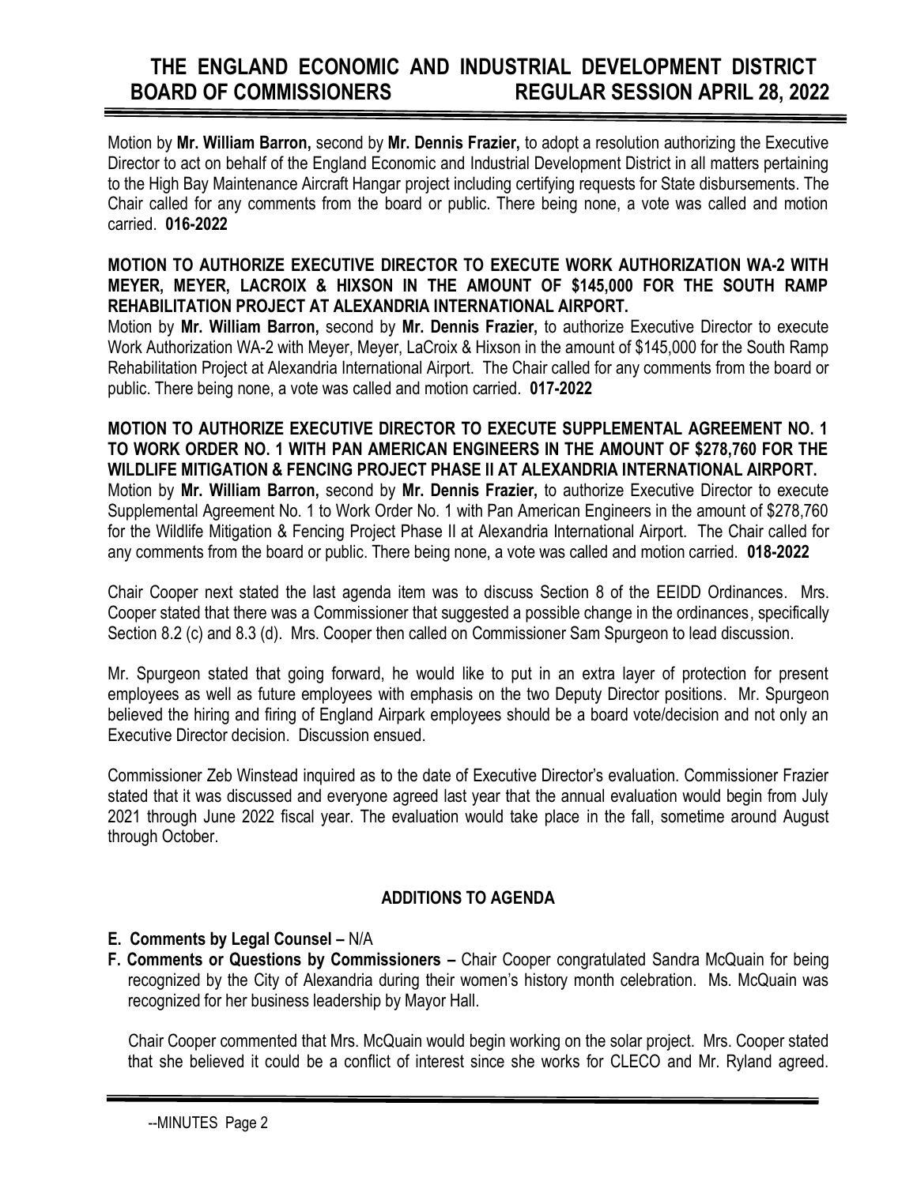Motion by **Mr. William Barron,** second by **Mr. Dennis Frazier,** to adopt a resolution authorizing the Executive Director to act on behalf of the England Economic and Industrial Development District in all matters pertaining to the High Bay Maintenance Aircraft Hangar project including certifying requests for State disbursements. The Chair called for any comments from the board or public. There being none, a vote was called and motion carried. **016-2022**

**MOTION TO AUTHORIZE EXECUTIVE DIRECTOR TO EXECUTE WORK AUTHORIZATION WA-2 WITH MEYER, MEYER, LACROIX & HIXSON IN THE AMOUNT OF $145,000 FOR THE SOUTH RAMP REHABILITATION PROJECT AT ALEXANDRIA INTERNATIONAL AIRPORT.**
Motion by **Mr. William Barron,** second by **Mr. Dennis Frazier,** to authorize Executive Director to execute Work Authorization WA-2 with Meyer, Meyer, LaCroix & Hixson in the amount of $145,000 for the South Ramp Rehabilitation Project at Alexandria International Airport. The Chair called for any comments from the board or public. There being none, a vote was called and motion carried. **017-2022**

**MOTION TO AUTHORIZE EXECUTIVE DIRECTOR TO EXECUTE SUPPLEMENTAL AGREEMENT NO. 1 TO WORK ORDER NO. 1 WITH PAN AMERICAN ENGINEERS IN THE AMOUNT OF $278,760 FOR THE WILDLIFE MITIGATION & FENCING PROJECT PHASE II AT ALEXANDRIA INTERNATIONAL AIRPORT.**
Motion by **Mr. William Barron,** second by **Mr. Dennis Frazier,** to authorize Executive Director to execute Supplemental Agreement No. 1 to Work Order No. 1 with Pan American Engineers in the amount of $278,760 for the Wildlife Mitigation & Fencing Project Phase II at Alexandria International Airport. The Chair called for any comments from the board or public. There being none, a vote was called and motion carried. **018-2022**

Chair Cooper next stated the last agenda item was to discuss Section 8 of the EEIDD Ordinances. Mrs. Cooper stated that there was a Commissioner that suggested a possible change in the ordinances, specifically Section 8.2 (c) and 8.3 (d). Mrs. Cooper then called on Commissioner Sam Spurgeon to lead discussion.

Mr. Spurgeon stated that going forward, he would like to put in an extra layer of protection for present employees as well as future employees with emphasis on the two Deputy Director positions. Mr. Spurgeon believed the hiring and firing of England Airpark employees should be a board vote/decision and not only an Executive Director decision. Discussion ensued.

Commissioner Zeb Winstead inquired as to the date of Executive Director's evaluation. Commissioner Frazier stated that it was discussed and everyone agreed last year that the annual evaluation would begin from July 2021 through June 2022 fiscal year. The evaluation would take place in the fall, sometime around August through October.

## ADDITIONS TO AGENDA

- **E. Comments by Legal Counsel –** N/A
- **F. Comments or Questions by Commissioners –** Chair Cooper congratulated Sandra McQuain for being recognized by the City of Alexandria during their women's history month celebration. Ms. McQuain was recognized for her business leadership by Mayor Hall.

  Chair Cooper commented that Mrs. McQuain would begin working on the solar project. Mrs. Cooper stated that she believed it could be a conflict of interest since she works for CLECO and Mr. Ryland agreed.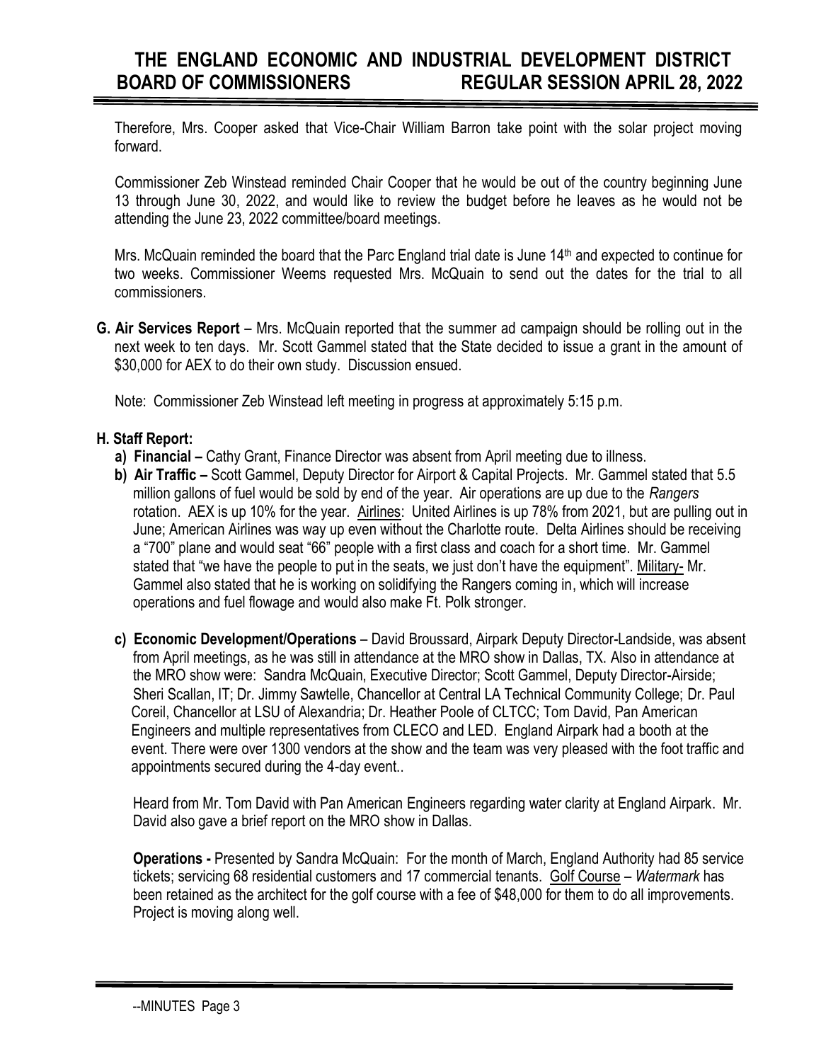Therefore, Mrs. Cooper asked that Vice-Chair William Barron take point with the solar project moving forward.

Commissioner Zeb Winstead reminded Chair Cooper that he would be out of the country beginning June 13 through June 30, 2022, and would like to review the budget before he leaves as he would not be attending the June 23, 2022 committee/board meetings.

Mrs. McQuain reminded the board that the Parc England trial date is June 14th and expected to continue for two weeks. Commissioner Weems requested Mrs. McQuain to send out the dates for the trial to all commissioners.

**G. Air Services Report** – Mrs. McQuain reported that the summer ad campaign should be rolling out in the next week to ten days. Mr. Scott Gammel stated that the State decided to issue a grant in the amount of $30,000 for AEX to do their own study. Discussion ensued.

Note: Commissioner Zeb Winstead left meeting in progress at approximately 5:15 p.m.

**H. Staff Report:**

**a) Financial –** Cathy Grant, Finance Director was absent from April meeting due to illness.

**b) Air Traffic –** Scott Gammel, Deputy Director for Airport & Capital Projects. Mr. Gammel stated that 5.5 million gallons of fuel would be sold by end of the year. Air operations are up due to the *Rangers* rotation. AEX is up 10% for the year. Airlines: United Airlines is up 78% from 2021, but are pulling out in June; American Airlines was way up even without the Charlotte route. Delta Airlines should be receiving a "700" plane and would seat "66" people with a first class and coach for a short time. Mr. Gammel stated that "we have the people to put in the seats, we just don't have the equipment". Military- Mr. Gammel also stated that he is working on solidifying the Rangers coming in, which will increase operations and fuel flowage and would also make Ft. Polk stronger.

**c) Economic Development/Operations** – David Broussard, Airpark Deputy Director-Landside, was absent from April meetings, as he was still in attendance at the MRO show in Dallas, TX. Also in attendance at the MRO show were: Sandra McQuain, Executive Director; Scott Gammel, Deputy Director-Airside; Sheri Scallan, IT; Dr. Jimmy Sawtelle, Chancellor at Central LA Technical Community College; Dr. Paul Coreil, Chancellor at LSU of Alexandria; Dr. Heather Poole of CLTCC; Tom David, Pan American Engineers and multiple representatives from CLECO and LED. England Airpark had a booth at the event. There were over 1300 vendors at the show and the team was very pleased with the foot traffic and appointments secured during the 4-day event..

Heard from Mr. Tom David with Pan American Engineers regarding water clarity at England Airpark. Mr. David also gave a brief report on the MRO show in Dallas.

**Operations -** Presented by Sandra McQuain: For the month of March, England Authority had 85 service tickets; servicing 68 residential customers and 17 commercial tenants. Golf Course – *Watermark* has been retained as the architect for the golf course with a fee of $48,000 for them to do all improvements. Project is moving along well.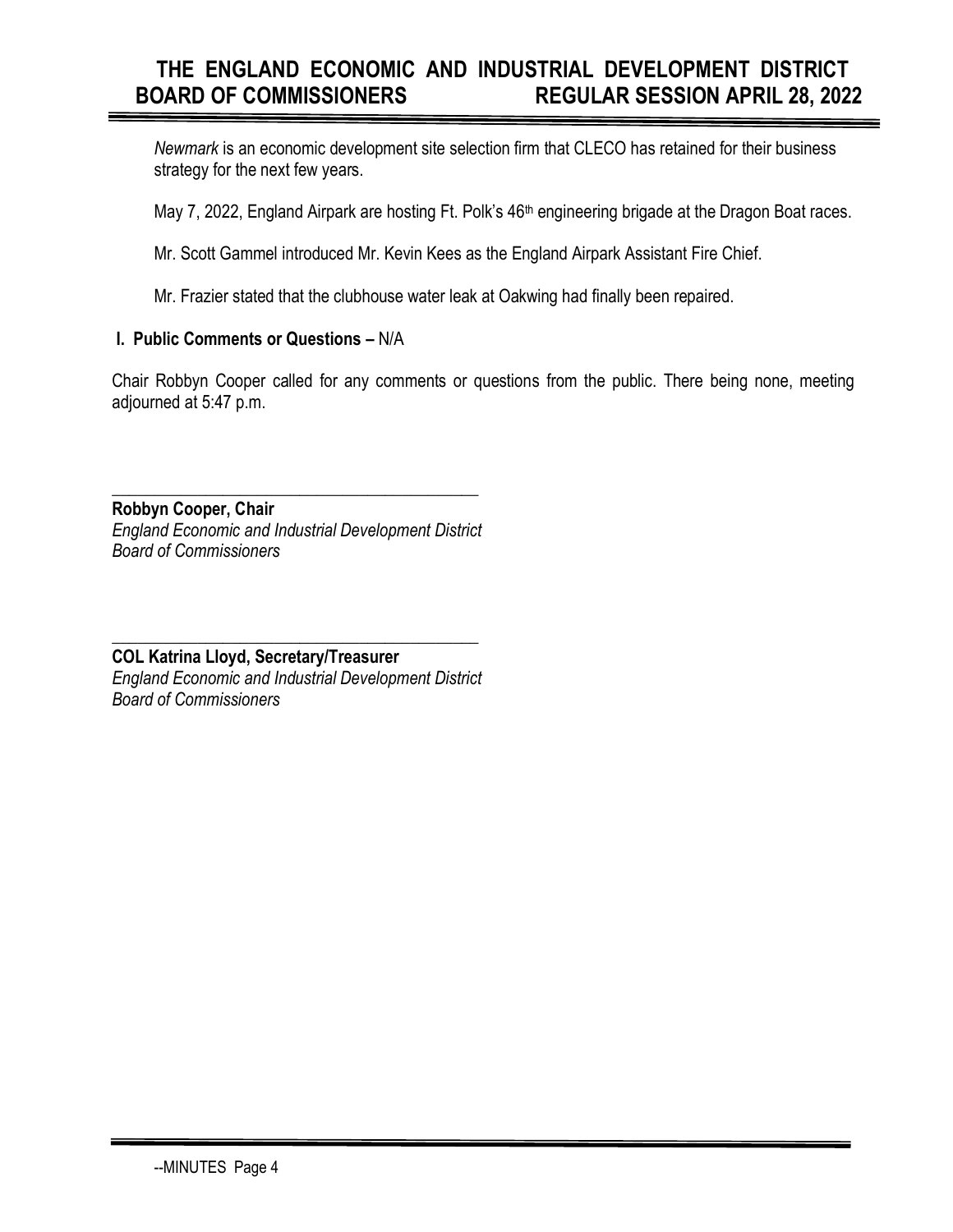*Newmark* is an economic development site selection firm that CLECO has retained for their business strategy for the next few years.

May 7, 2022, England Airpark are hosting Ft. Polk's 46th engineering brigade at the Dragon Boat races.

Mr. Scott Gammel introduced Mr. Kevin Kees as the England Airpark Assistant Fire Chief.

Mr. Frazier stated that the clubhouse water leak at Oakwing had finally been repaired.

**I. Public Comments or Questions –** N/A

Chair Robbyn Cooper called for any comments or questions from the public. There being none, meeting adjourned at 5:47 p.m.

\_\_\_\_\_\_\_\_\_\_\_\_\_\_\_\_\_\_\_\_\_\_\_\_\_\_\_\_\_\_\_\_\_\_\_\_\_\_\_\_\_\_\_\_

**Robbyn Cooper, Chair**
*England Economic and Industrial Development District*
*Board of Commissioners*

\_\_\_\_\_\_\_\_\_\_\_\_\_\_\_\_\_\_\_\_\_\_\_\_\_\_\_\_\_\_\_\_\_\_\_\_\_\_\_\_\_\_\_\_

**COL Katrina Lloyd, Secretary/Treasurer**
*England Economic and Industrial Development District*
*Board of Commissioners*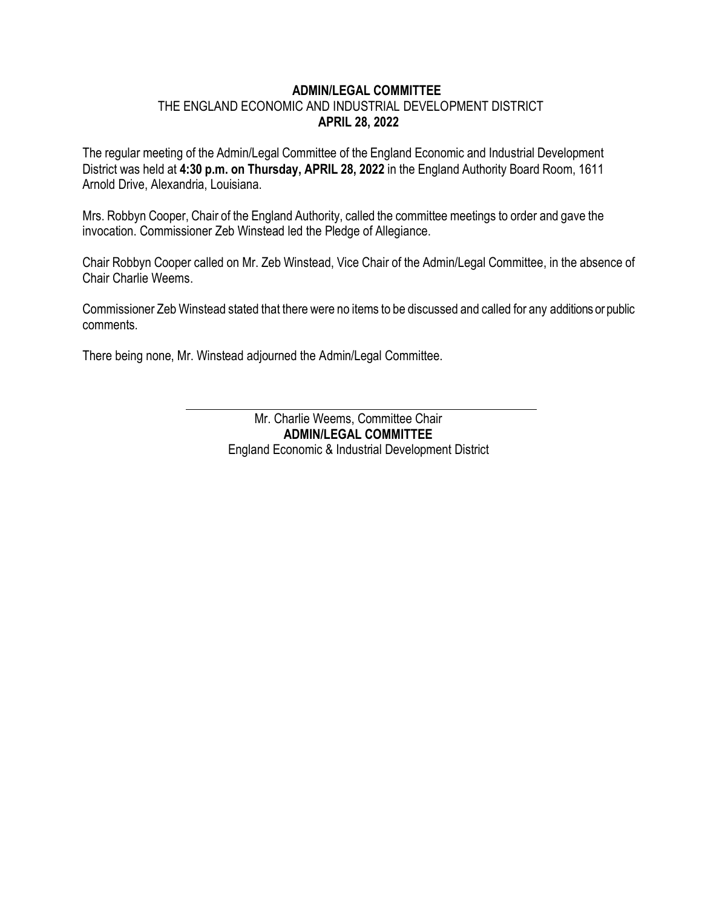**ADMIN/LEGAL COMMITTEE**
THE ENGLAND ECONOMIC AND INDUSTRIAL DEVELOPMENT DISTRICT
**APRIL 28, 2022**

The regular meeting of the Admin/Legal Committee of the England Economic and Industrial Development District was held at **4:30 p.m. on Thursday, APRIL 28, 2022** in the England Authority Board Room, 1611 Arnold Drive, Alexandria, Louisiana.

Mrs. Robbyn Cooper, Chair of the England Authority, called the committee meetings to order and gave the invocation. Commissioner Zeb Winstead led the Pledge of Allegiance.

Chair Robbyn Cooper called on Mr. Zeb Winstead, Vice Chair of the Admin/Legal Committee, in the absence of Chair Charlie Weems.

Commissioner Zeb Winstead stated that there were no items to be discussed and called for any additions or public comments.

There being none, Mr. Winstead adjourned the Admin/Legal Committee.

Mr. Charlie Weems, Committee Chair
**ADMIN/LEGAL COMMITTEE**
England Economic & Industrial Development District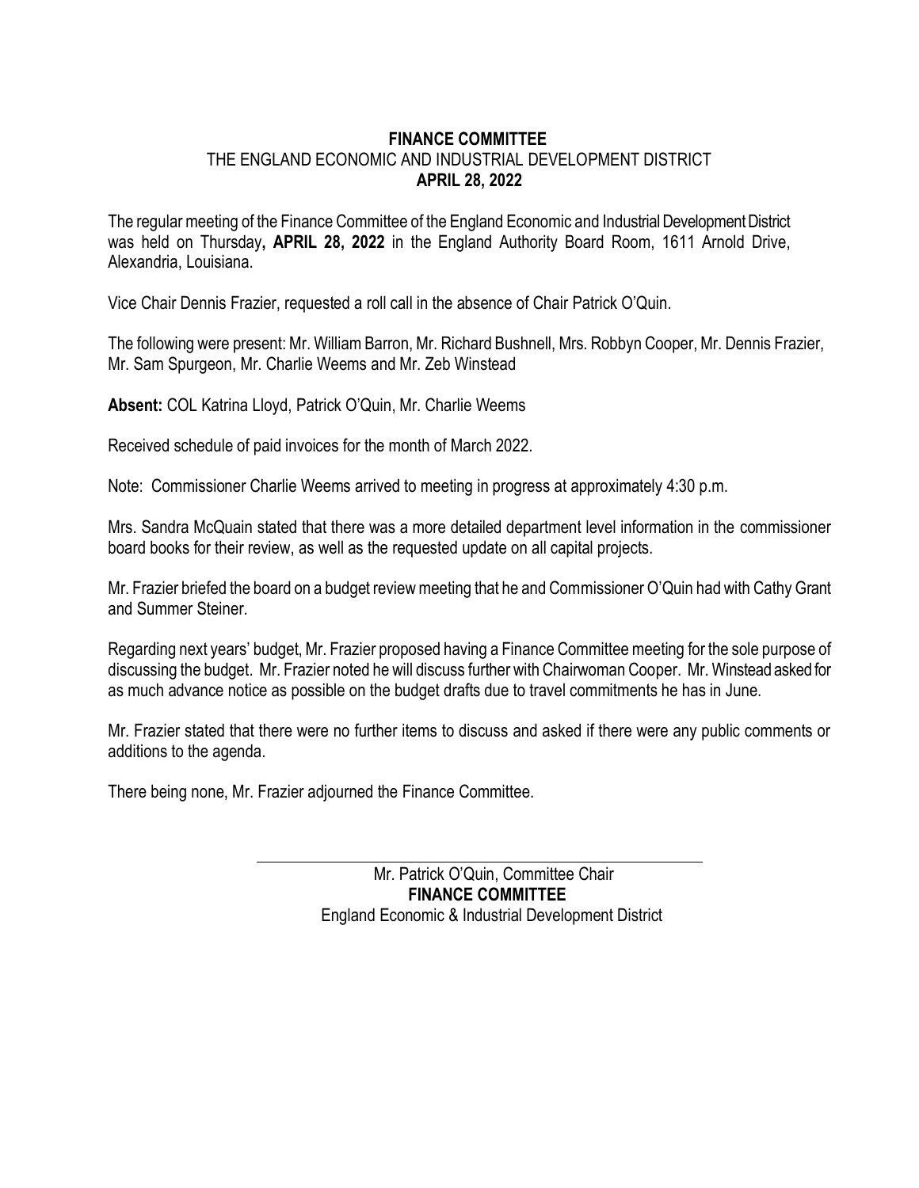**FINANCE COMMITTEE**
THE ENGLAND ECONOMIC AND INDUSTRIAL DEVELOPMENT DISTRICT
**APRIL 28, 2022**

The regular meeting of the Finance Committee of the England Economic and Industrial Development District was held on Thursday**, APRIL 28, 2022** in the England Authority Board Room, 1611 Arnold Drive, Alexandria, Louisiana.

Vice Chair Dennis Frazier, requested a roll call in the absence of Chair Patrick O'Quin.

The following were present: Mr. William Barron, Mr. Richard Bushnell, Mrs. Robbyn Cooper, Mr. Dennis Frazier, Mr. Sam Spurgeon, Mr. Charlie Weems and Mr. Zeb Winstead

**Absent:** COL Katrina Lloyd, Patrick O'Quin, Mr. Charlie Weems

Received schedule of paid invoices for the month of March 2022.

Note: Commissioner Charlie Weems arrived to meeting in progress at approximately 4:30 p.m.

Mrs. Sandra McQuain stated that there was a more detailed department level information in the commissioner board books for their review, as well as the requested update on all capital projects.

Mr. Frazier briefed the board on a budget review meeting that he and Commissioner O'Quin had with Cathy Grant and Summer Steiner.

Regarding next years' budget, Mr. Frazier proposed having a Finance Committee meeting for the sole purpose of discussing the budget. Mr. Frazier noted he will discuss further with Chairwoman Cooper. Mr. Winstead asked for as much advance notice as possible on the budget drafts due to travel commitments he has in June.

Mr. Frazier stated that there were no further items to discuss and asked if there were any public comments or additions to the agenda.

There being none, Mr. Frazier adjourned the Finance Committee.

Mr. Patrick O'Quin, Committee Chair
**FINANCE COMMITTEE**
England Economic & Industrial Development District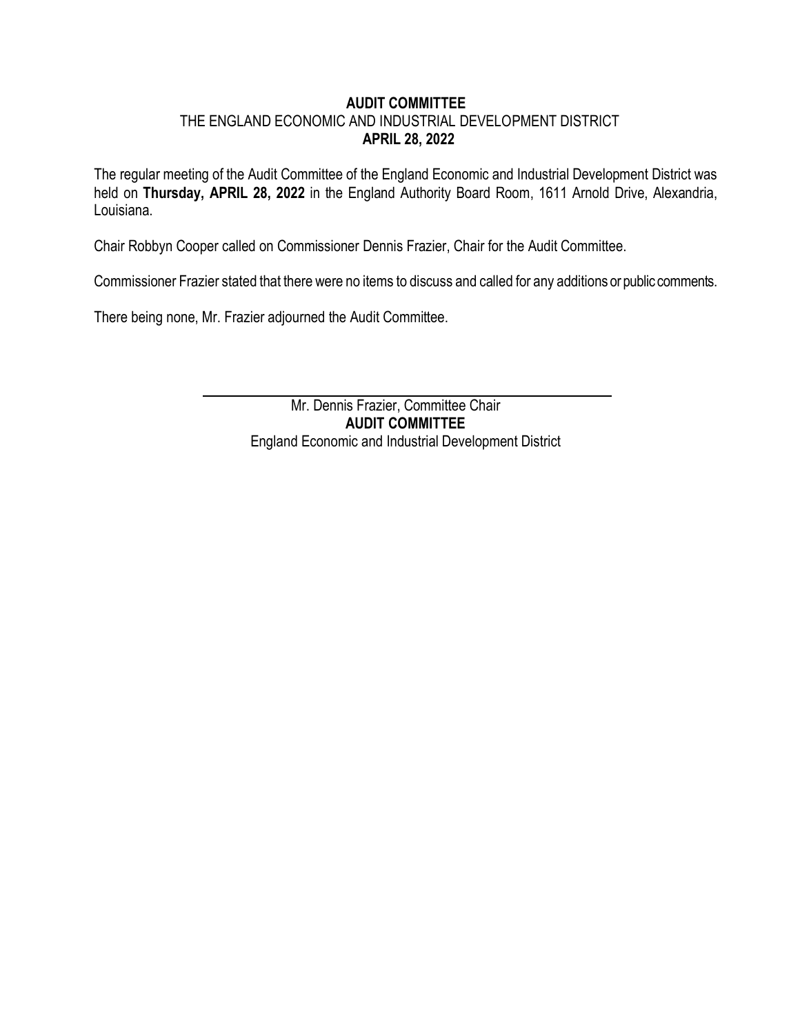# AUDIT COMMITTEE

THE ENGLAND ECONOMIC AND INDUSTRIAL DEVELOPMENT DISTRICT

**APRIL 28, 2022**

The regular meeting of the Audit Committee of the England Economic and Industrial Development District was held on **Thursday, APRIL 28, 2022** in the England Authority Board Room, 1611 Arnold Drive, Alexandria, Louisiana.

Chair Robbyn Cooper called on Commissioner Dennis Frazier, Chair for the Audit Committee.

Commissioner Frazier stated that there were no items to discuss and called for any additions or public comments.

There being none, Mr. Frazier adjourned the Audit Committee.

\_\_\_\_\_\_\_\_\_\_\_\_\_\_\_\_\_\_\_\_\_\_\_\_\_\_\_\_\_\_\_\_\_\_\_\_\_\_\_\_

Mr. Dennis Frazier, Committee Chair

**AUDIT COMMITTEE**

England Economic and Industrial Development District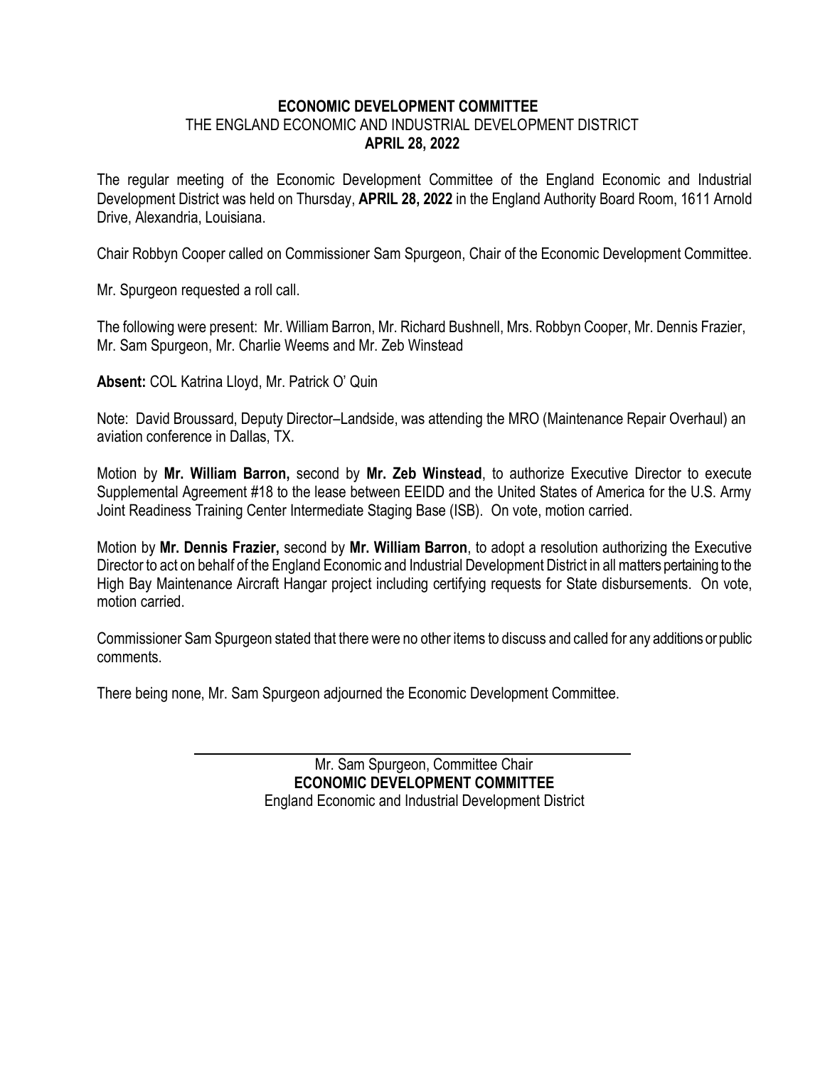**ECONOMIC DEVELOPMENT COMMITTEE**
THE ENGLAND ECONOMIC AND INDUSTRIAL DEVELOPMENT DISTRICT
**APRIL 28, 2022**

The regular meeting of the Economic Development Committee of the England Economic and Industrial Development District was held on Thursday, **APRIL 28, 2022** in the England Authority Board Room, 1611 Arnold Drive, Alexandria, Louisiana.

Chair Robbyn Cooper called on Commissioner Sam Spurgeon, Chair of the Economic Development Committee.

Mr. Spurgeon requested a roll call.

The following were present: Mr. William Barron, Mr. Richard Bushnell, Mrs. Robbyn Cooper, Mr. Dennis Frazier, Mr. Sam Spurgeon, Mr. Charlie Weems and Mr. Zeb Winstead

**Absent:** COL Katrina Lloyd, Mr. Patrick O' Quin

Note: David Broussard, Deputy Director–Landside, was attending the MRO (Maintenance Repair Overhaul) an aviation conference in Dallas, TX.

Motion by **Mr. William Barron,** second by **Mr. Zeb Winstead**, to authorize Executive Director to execute Supplemental Agreement #18 to the lease between EEIDD and the United States of America for the U.S. Army Joint Readiness Training Center Intermediate Staging Base (ISB). On vote, motion carried.

Motion by **Mr. Dennis Frazier,** second by **Mr. William Barron**, to adopt a resolution authorizing the Executive Director to act on behalf of the England Economic and Industrial Development District in all matters pertaining to the High Bay Maintenance Aircraft Hangar project including certifying requests for State disbursements. On vote, motion carried.

Commissioner Sam Spurgeon stated that there were no other items to discuss and called for any additions or public comments.

There being none, Mr. Sam Spurgeon adjourned the Economic Development Committee.

Mr. Sam Spurgeon, Committee Chair
**ECONOMIC DEVELOPMENT COMMITTEE**
England Economic and Industrial Development District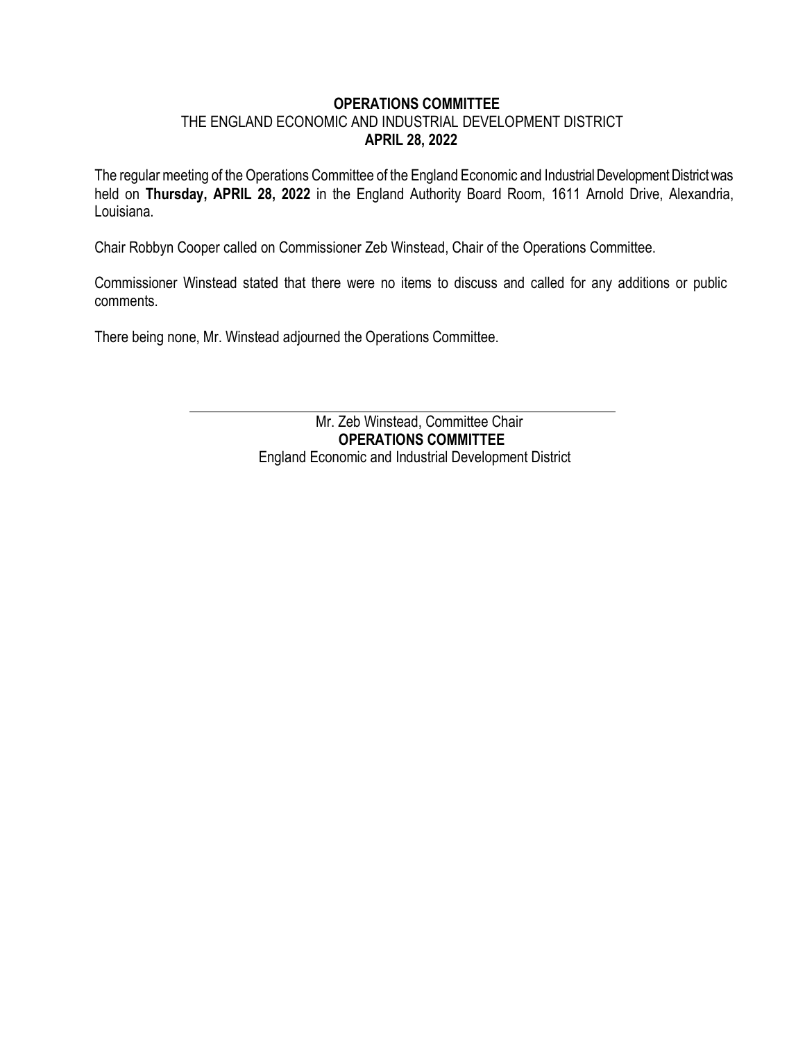**OPERATIONS COMMITTEE**
THE ENGLAND ECONOMIC AND INDUSTRIAL DEVELOPMENT DISTRICT
**APRIL 28, 2022**

The regular meeting of the Operations Committee of the England Economic and Industrial Development District was held on **Thursday, APRIL 28, 2022** in the England Authority Board Room, 1611 Arnold Drive, Alexandria, Louisiana.

Chair Robbyn Cooper called on Commissioner Zeb Winstead, Chair of the Operations Committee.

Commissioner Winstead stated that there were no items to discuss and called for any additions or public comments.

There being none, Mr. Winstead adjourned the Operations Committee.

Mr. Zeb Winstead, Committee Chair
**OPERATIONS COMMITTEE**
England Economic and Industrial Development District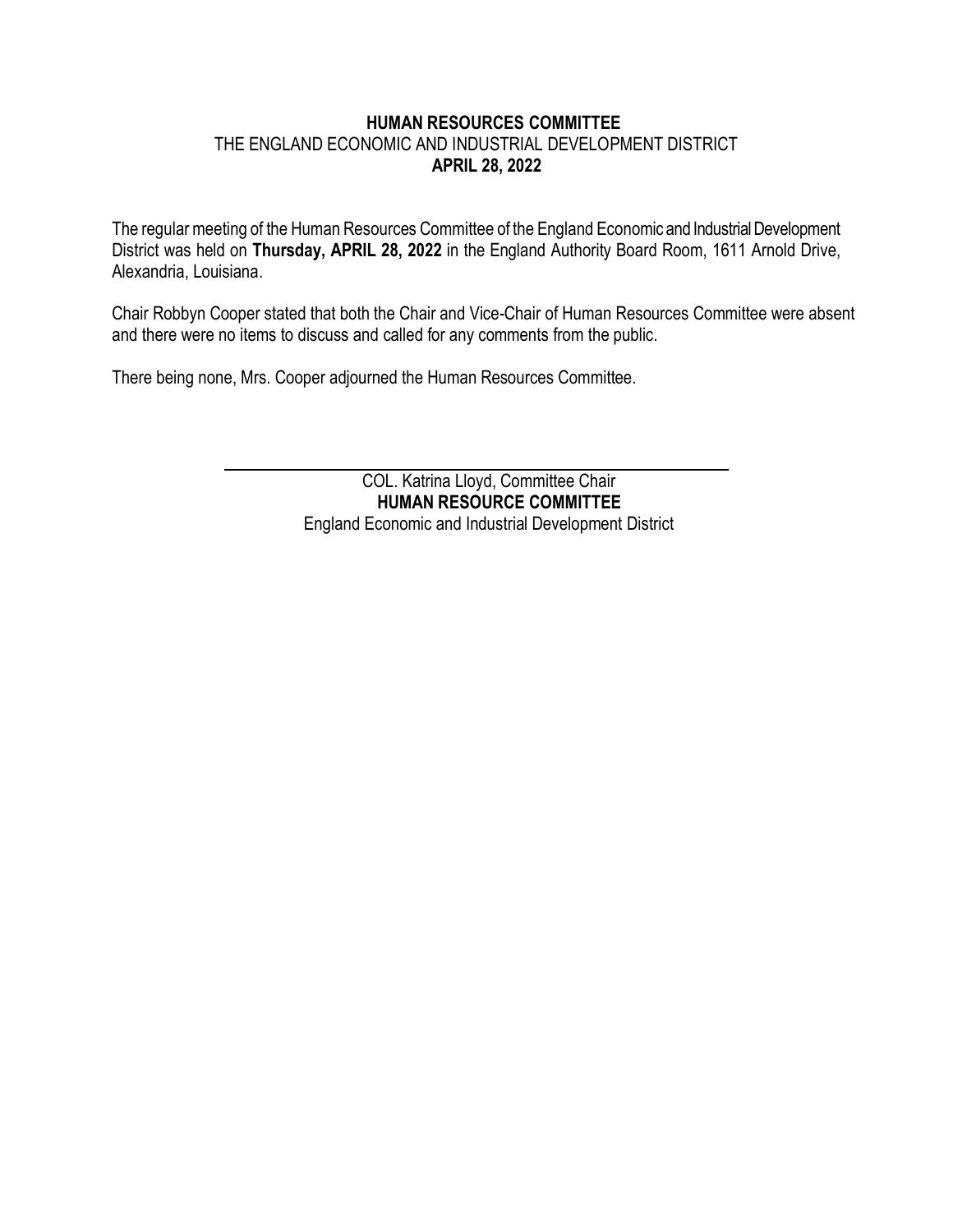**HUMAN RESOURCES COMMITTEE**
THE ENGLAND ECONOMIC AND INDUSTRIAL DEVELOPMENT DISTRICT
**APRIL 28, 2022**

The regular meeting of the Human Resources Committee of the England Economic and Industrial Development District was held on **Thursday, APRIL 28, 2022** in the England Authority Board Room, 1611 Arnold Drive, Alexandria, Louisiana.

Chair Robbyn Cooper stated that both the Chair and Vice-Chair of Human Resources Committee were absent and there were no items to discuss and called for any comments from the public.

There being none, Mrs. Cooper adjourned the Human Resources Committee.

COL. Katrina Lloyd, Committee Chair
**HUMAN RESOURCE COMMITTEE**
England Economic and Industrial Development District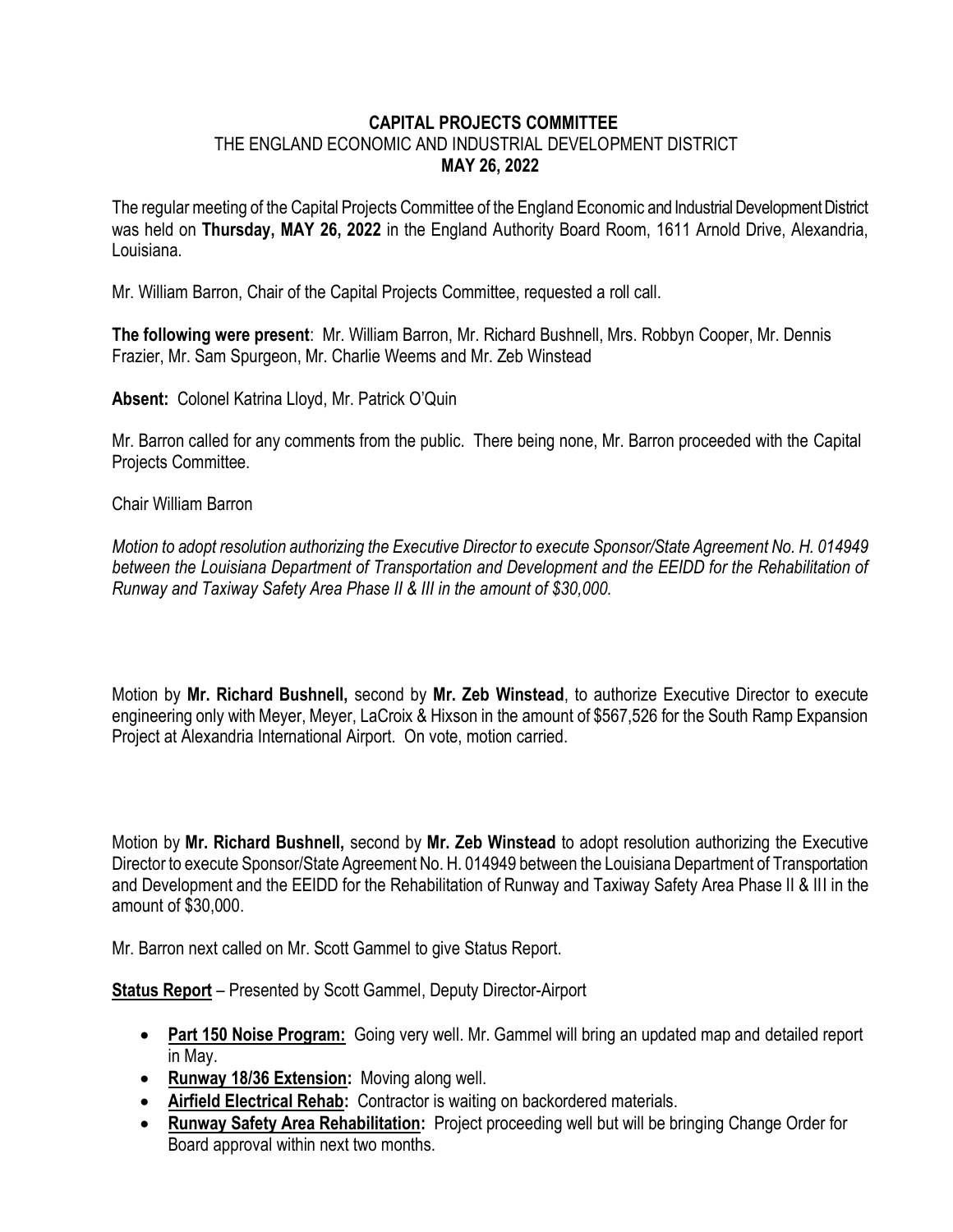**CAPITAL PROJECTS COMMITTEE**
THE ENGLAND ECONOMIC AND INDUSTRIAL DEVELOPMENT DISTRICT
**MAY 26, 2022**

The regular meeting of the Capital Projects Committee of the England Economic and Industrial Development District was held on **Thursday, MAY 26, 2022** in the England Authority Board Room, 1611 Arnold Drive, Alexandria, Louisiana.

Mr. William Barron, Chair of the Capital Projects Committee, requested a roll call.

**The following were present**: Mr. William Barron, Mr. Richard Bushnell, Mrs. Robbyn Cooper, Mr. Dennis Frazier, Mr. Sam Spurgeon, Mr. Charlie Weems and Mr. Zeb Winstead

**Absent:** Colonel Katrina Lloyd, Mr. Patrick O'Quin

Mr. Barron called for any comments from the public. There being none, Mr. Barron proceeded with the Capital Projects Committee.

Chair William Barron

*Motion to adopt resolution authorizing the Executive Director to execute Sponsor/State Agreement No. H. 014949 between the Louisiana Department of Transportation and Development and the EEIDD for the Rehabilitation of Runway and Taxiway Safety Area Phase II & III in the amount of $30,000.*

Motion by **Mr. Richard Bushnell,** second by **Mr. Zeb Winstead**, to authorize Executive Director to execute engineering only with Meyer, Meyer, LaCroix & Hixson in the amount of $567,526 for the South Ramp Expansion Project at Alexandria International Airport. On vote, motion carried.

Motion by **Mr. Richard Bushnell,** second by **Mr. Zeb Winstead** to adopt resolution authorizing the Executive Director to execute Sponsor/State Agreement No. H. 014949 between the Louisiana Department of Transportation and Development and the EEIDD for the Rehabilitation of Runway and Taxiway Safety Area Phase II & III in the amount of $30,000.

Mr. Barron next called on Mr. Scott Gammel to give Status Report.

**Status Report** – Presented by Scott Gammel, Deputy Director-Airport

- **Part 150 Noise Program:** Going very well. Mr. Gammel will bring an updated map and detailed report in May.
- **Runway 18/36 Extension:** Moving along well.
- **Airfield Electrical Rehab:** Contractor is waiting on backordered materials.
- **Runway Safety Area Rehabilitation:** Project proceeding well but will be bringing Change Order for Board approval within next two months.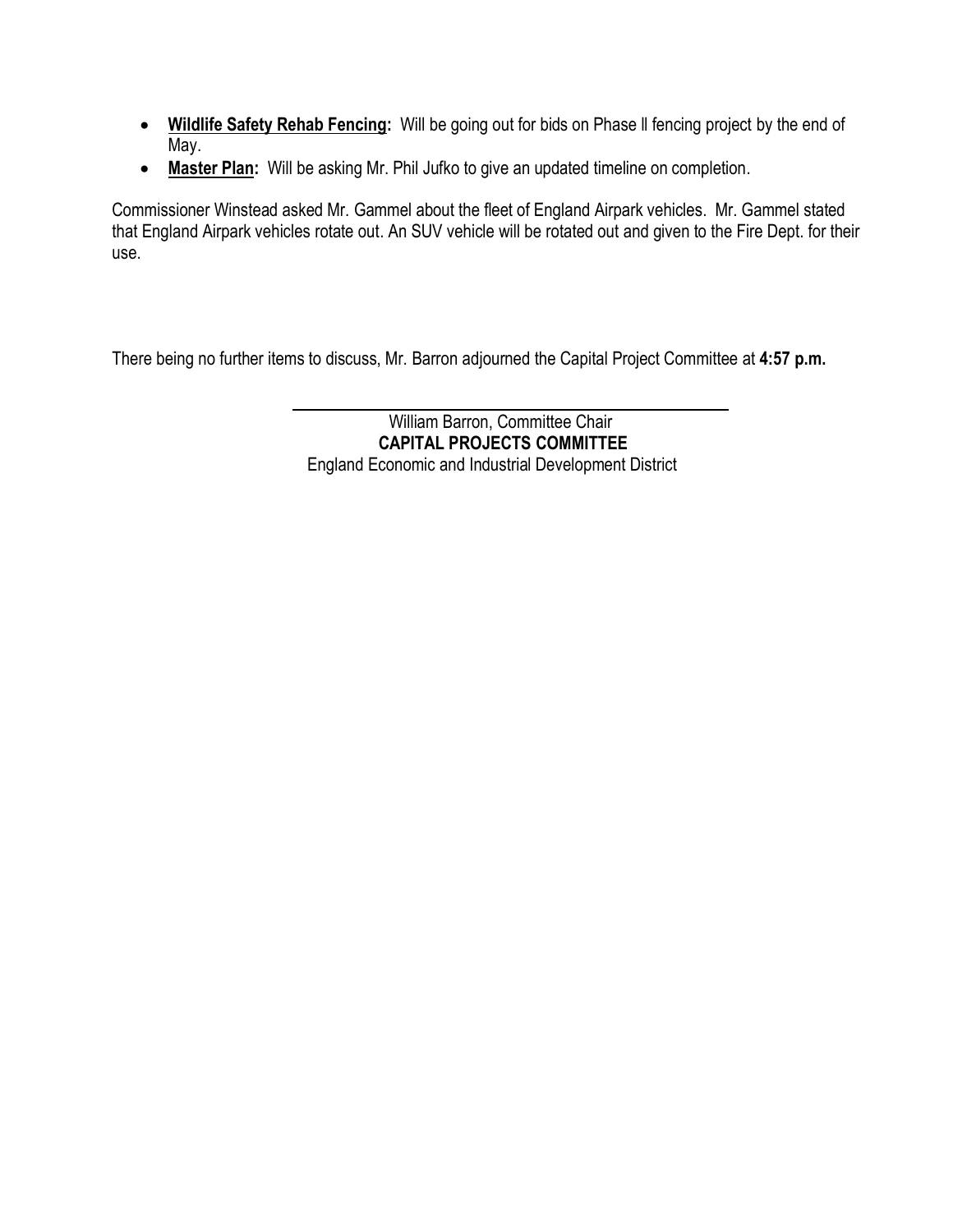- **Wildlife Safety Rehab Fencing:** Will be going out for bids on Phase ll fencing project by the end of May.
- **Master Plan:** Will be asking Mr. Phil Jufko to give an updated timeline on completion.

Commissioner Winstead asked Mr. Gammel about the fleet of England Airpark vehicles. Mr. Gammel stated that England Airpark vehicles rotate out. An SUV vehicle will be rotated out and given to the Fire Dept. for their use.

There being no further items to discuss, Mr. Barron adjourned the Capital Project Committee at **4:57 p.m.**

William Barron, Committee Chair
**CAPITAL PROJECTS COMMITTEE**
England Economic and Industrial Development District